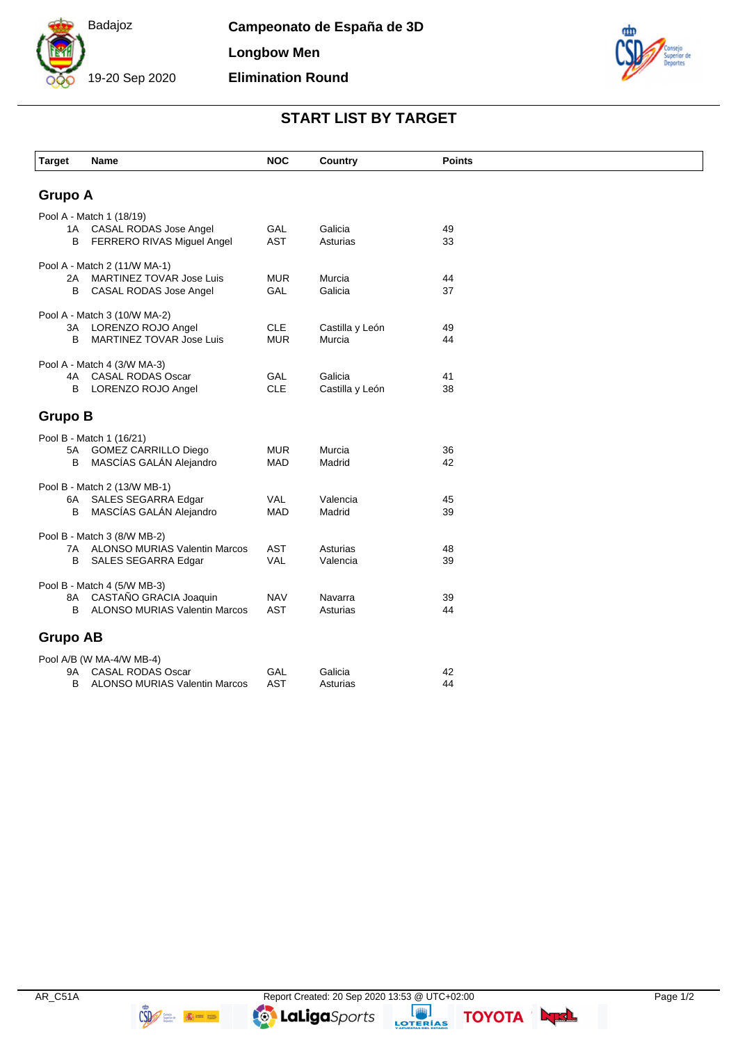Badajoz

19-20 Sep 2020

**Campeonato de España de 3D**

**Longbow Men**

**Elimination Round**

## START LIST BY TARGET

| Target | Name | NOC | Country | Points |
|---|---|---|---|---|
| **Grupo A** | | | | |
| Pool A - Match 1 (18/19) | | | | |
| 1A | CASAL RODAS Jose Angel | GAL | Galicia | 49 |
| B | FERRERO RIVAS Miguel Angel | AST | Asturias | 33 |
| Pool A - Match 2 (11/W MA-1) | | | | |
| 2A | MARTINEZ TOVAR Jose Luis | MUR | Murcia | 44 |
| B | CASAL RODAS Jose Angel | GAL | Galicia | 37 |
| Pool A - Match 3 (10/W MA-2) | | | | |
| 3A | LORENZO ROJO Angel | CLE | Castilla y León | 49 |
| B | MARTINEZ TOVAR Jose Luis | MUR | Murcia | 44 |
| Pool A - Match 4 (3/W MA-3) | | | | |
| 4A | CASAL RODAS Oscar | GAL | Galicia | 41 |
| B | LORENZO ROJO Angel | CLE | Castilla y León | 38 |
| **Grupo B** | | | | |
| Pool B - Match 1 (16/21) | | | | |
| 5A | GOMEZ CARRILLO Diego | MUR | Murcia | 36 |
| B | MASCÍAS GALÁN Alejandro | MAD | Madrid | 42 |
| Pool B - Match 2 (13/W MB-1) | | | | |
| 6A | SALES SEGARRA Edgar | VAL | Valencia | 45 |
| B | MASCÍAS GALÁN Alejandro | MAD | Madrid | 39 |
| Pool B - Match 3 (8/W MB-2) | | | | |
| 7A | ALONSO MURIAS Valentin Marcos | AST | Asturias | 48 |
| B | SALES SEGARRA Edgar | VAL | Valencia | 39 |
| Pool B - Match 4 (5/W MB-3) | | | | |
| 8A | CASTAÑO GRACIA Joaquin | NAV | Navarra | 39 |
| B | ALONSO MURIAS Valentin Marcos | AST | Asturias | 44 |
| **Grupo AB** | | | | |
| Pool A/B (W MA-4/W MB-4) | | | | |
| 9A | CASAL RODAS Oscar | GAL | Galicia | 42 |
| B | ALONSO MURIAS Valentin Marcos | AST | Asturias | 44 |

AR_C51A Report Created: 20 Sep 2020 13:53 @ UTC+02:00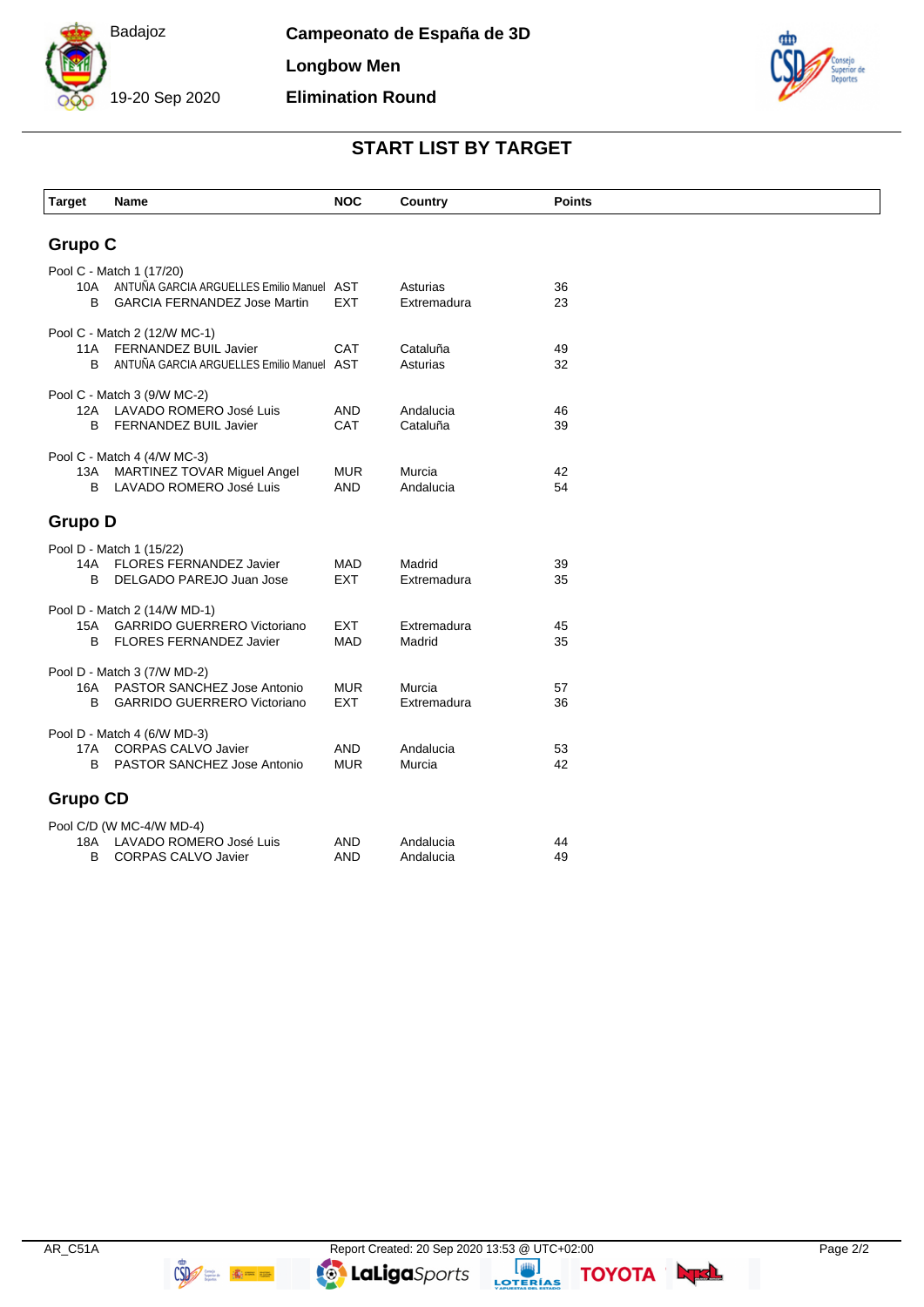Badajoz

19-20 Sep 2020

**Campeonato de España de 3D**

**Longbow Men**

**Elimination Round**

## START LIST BY TARGET

| Target | Name | NOC | Country | Points |
|---|---|---|---|---|
| **Grupo C** | | | | |
| Pool C - Match 1 (17/20) | | | | |
| 10A | ANTUÑA GARCIA ARGUELLES Emilio Manuel | AST | Asturias | 36 |
| B | GARCIA FERNANDEZ Jose Martin | EXT | Extremadura | 23 |
| Pool C - Match 2 (12/W MC-1) | | | | |
| 11A | FERNANDEZ BUIL Javier | CAT | Cataluña | 49 |
| B | ANTUÑA GARCIA ARGUELLES Emilio Manuel | AST | Asturias | 32 |
| Pool C - Match 3 (9/W MC-2) | | | | |
| 12A | LAVADO ROMERO José Luis | AND | Andalucia | 46 |
| B | FERNANDEZ BUIL Javier | CAT | Cataluña | 39 |
| Pool C - Match 4 (4/W MC-3) | | | | |
| 13A | MARTINEZ TOVAR Miguel Angel | MUR | Murcia | 42 |
| B | LAVADO ROMERO José Luis | AND | Andalucia | 54 |
| **Grupo D** | | | | |
| Pool D - Match 1 (15/22) | | | | |
| 14A | FLORES FERNANDEZ Javier | MAD | Madrid | 39 |
| B | DELGADO PAREJO Juan Jose | EXT | Extremadura | 35 |
| Pool D - Match 2 (14/W MD-1) | | | | |
| 15A | GARRIDO GUERRERO Victoriano | EXT | Extremadura | 45 |
| B | FLORES FERNANDEZ Javier | MAD | Madrid | 35 |
| Pool D - Match 3 (7/W MD-2) | | | | |
| 16A | PASTOR SANCHEZ Jose Antonio | MUR | Murcia | 57 |
| B | GARRIDO GUERRERO Victoriano | EXT | Extremadura | 36 |
| Pool D - Match 4 (6/W MD-3) | | | | |
| 17A | CORPAS CALVO Javier | AND | Andalucia | 53 |
| B | PASTOR SANCHEZ Jose Antonio | MUR | Murcia | 42 |
| **Grupo CD** | | | | |
| Pool C/D (W MC-4/W MD-4) | | | | |
| 18A | LAVADO ROMERO José Luis | AND | Andalucia | 44 |
| B | CORPAS CALVO Javier | AND | Andalucia | 49 |

AR_C51A Report Created: 20 Sep 2020 13:53 @ UTC+02:00